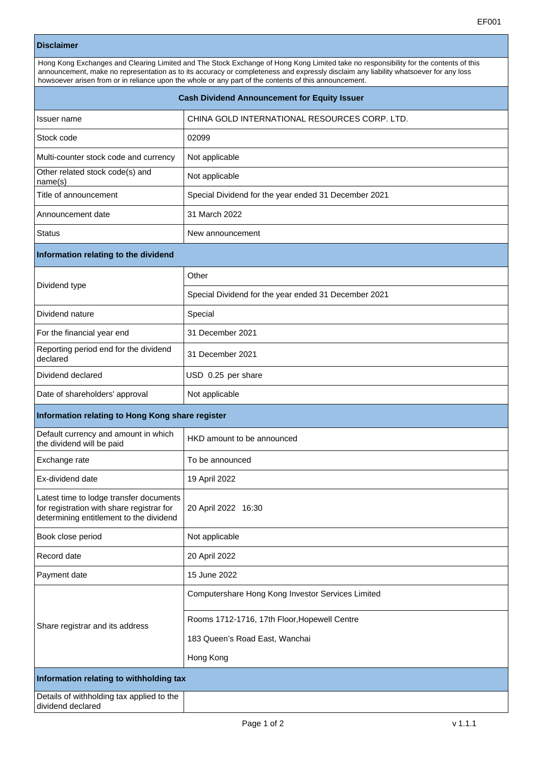## Disclaimer

Hong Kong Exchanges and Clearing Limited and The Stock Exchange of Hong Kong Limited take no responsibility for the contents of this announcement, make no representation as to its accuracy or completeness and expressly disclaim any liability whatsoever for any loss howsoever arisen from or in reliance upon the whole or any part of the contents of this announcement.

## Cash Dividend Announcement for Equity Issuer

| | |
|---|---|
| Issuer name | CHINA GOLD INTERNATIONAL RESOURCES CORP. LTD. |
| Stock code | 02099 |
| Multi-counter stock code and currency | Not applicable |
| Other related stock code(s) and name(s) | Not applicable |
| Title of announcement | Special Dividend for the year ended 31 December 2021 |
| Announcement date | 31 March 2022 |
| Status | New announcement |

### Information relating to the dividend

| | |
|---|---|
| Dividend type | Other |
| | Special Dividend for the year ended 31 December 2021 |
| Dividend nature | Special |
| For the financial year end | 31 December 2021 |
| Reporting period end for the dividend declared | 31 December 2021 |
| Dividend declared | USD 0.25 per share |
| Date of shareholders' approval | Not applicable |

### Information relating to Hong Kong share register

| | |
|---|---|
| Default currency and amount in which the dividend will be paid | HKD amount to be announced |
| Exchange rate | To be announced |
| Ex-dividend date | 19 April 2022 |
| Latest time to lodge transfer documents for registration with share registrar for determining entitlement to the dividend | 20 April 2022 16:30 |
| Book close period | Not applicable |
| Record date | 20 April 2022 |
| Payment date | 15 June 2022 |
| Share registrar and its address | Computershare Hong Kong Investor Services Limited |
| | Rooms 1712-1716, 17th Floor,Hopewell Centre |
| | 183 Queen’s Road East, Wanchai |
| | Hong Kong |

### Information relating to withholding tax

| | |
|---|---|
| Details of withholding tax applied to the dividend declared | |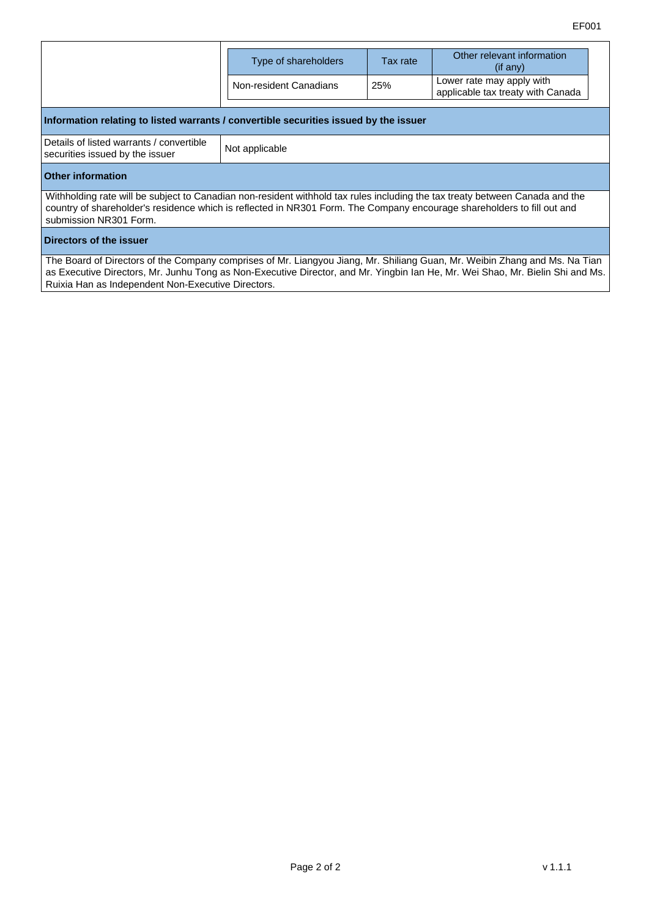| Type of shareholders | Tax rate | Other relevant information (if any) |
|---|---|---|
| Non-resident Canadians | 25% | Lower rate may apply with applicable tax treaty with Canada |

**Information relating to listed warrants / convertible securities issued by the issuer**

| | |
|---|---|
| Details of listed warrants / convertible securities issued by the issuer | Not applicable |

**Other information**

Withholding rate will be subject to Canadian non-resident withhold tax rules including the tax treaty between Canada and the country of shareholder's residence which is reflected in NR301 Form. The Company encourage shareholders to fill out and submission NR301 Form.

**Directors of the issuer**

The Board of Directors of the Company comprises of Mr. Liangyou Jiang, Mr. Shiliang Guan, Mr. Weibin Zhang and Ms. Na Tian as Executive Directors, Mr. Junhu Tong as Non-Executive Director, and Mr. Yingbin Ian He, Mr. Wei Shao, Mr. Bielin Shi and Ms. Ruixia Han as Independent Non-Executive Directors.